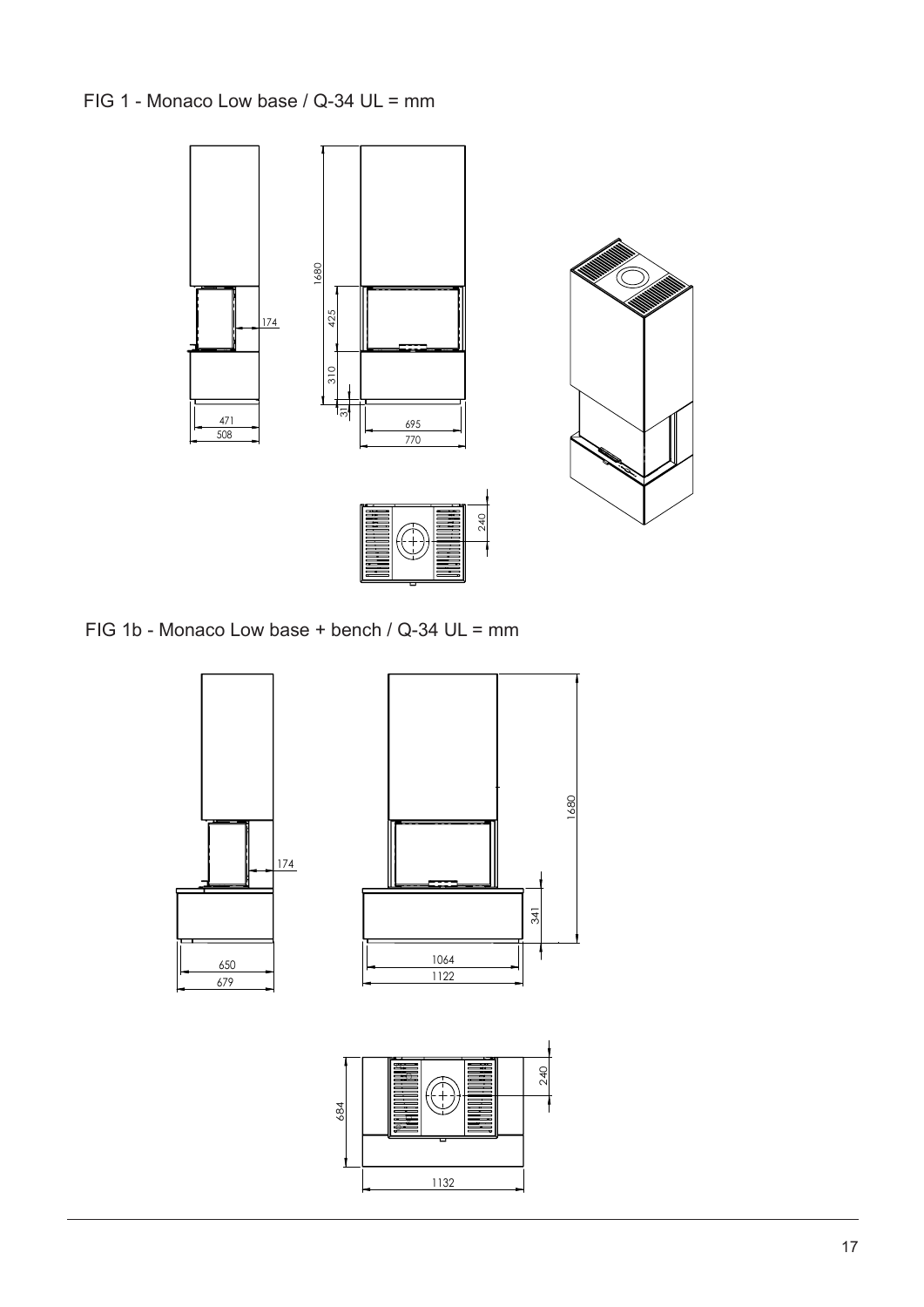FIG 1 - Monaco Low base / Q-34 UL = mm

1680

425

174

310

31

471

508

695

770

240

FIG 1b - Monaco Low base + bench / Q-34 UL = mm

174

1680

341

650

679

1064

1122

684

240

1132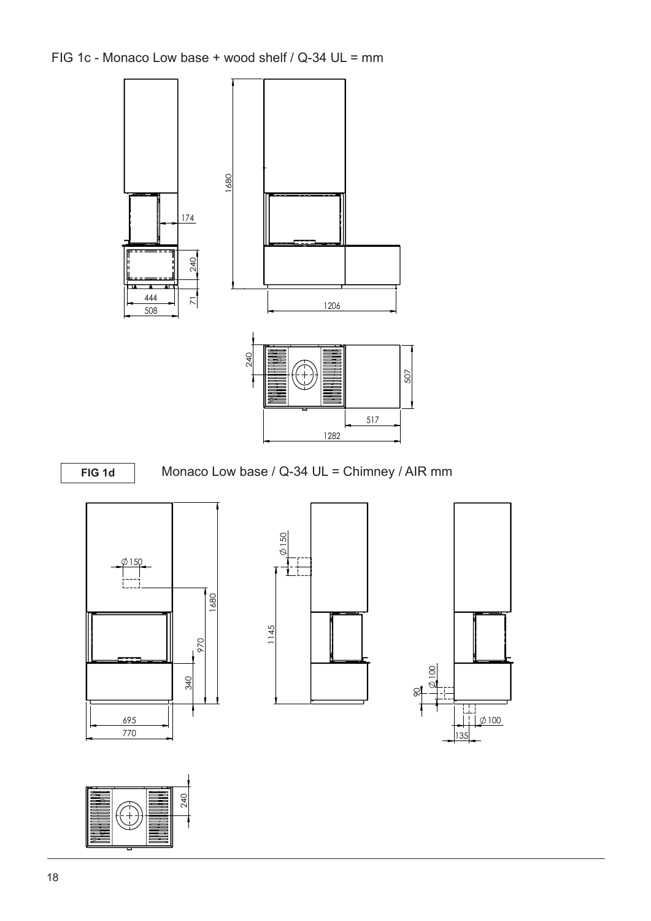FIG 1c - Monaco Low base + wood shelf / Q-34 UL = mm

174

240

71

444

508

1680

1206

240

507

517

1282

**FIG 1d**

Monaco Low base / Q-34 UL = Chimney / AIR mm

Ø 150

1680

970

340

695

770

Ø 150

1145

Ø 100

90

Ø 100

135

240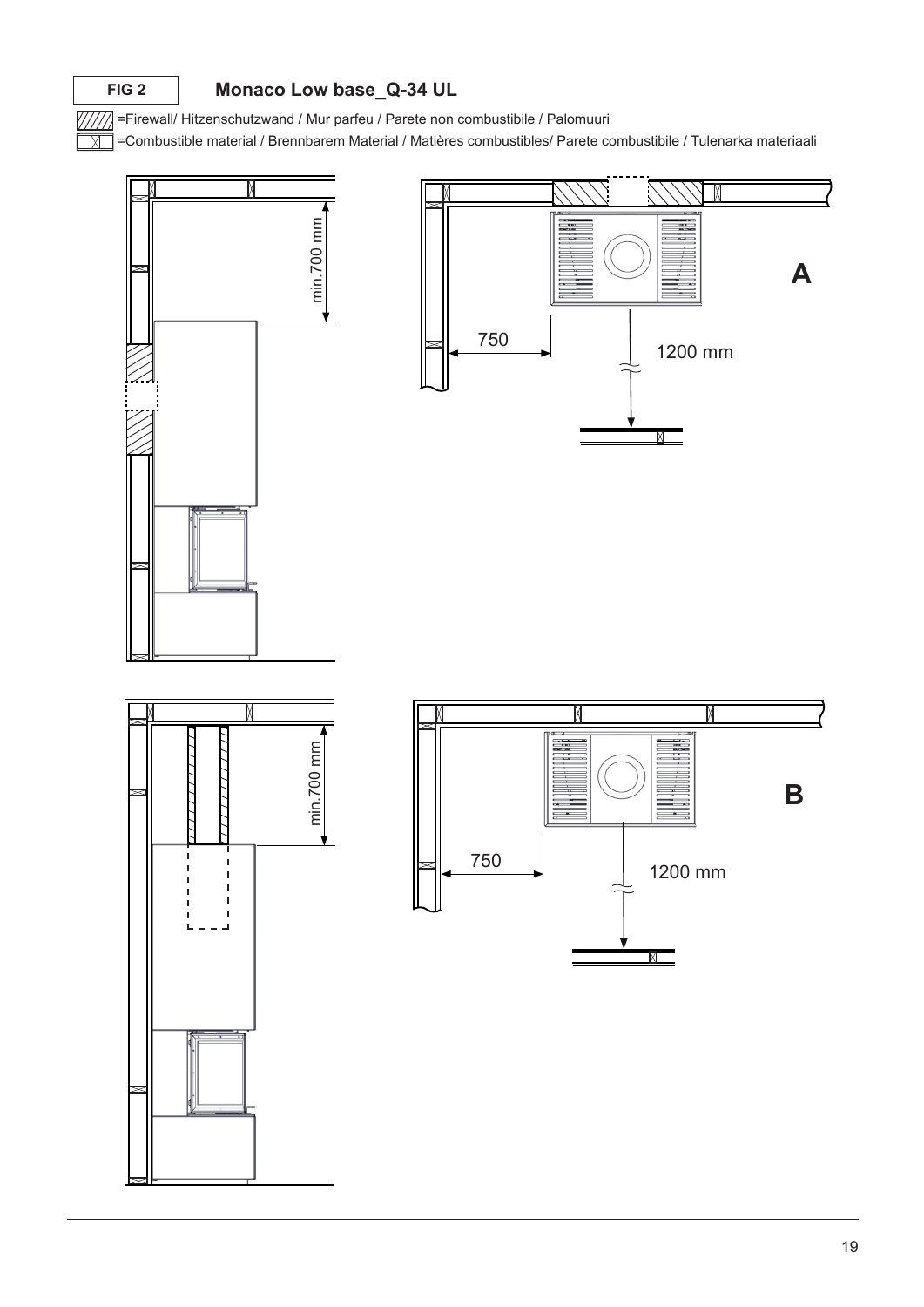**FIG 2**

## Monaco Low base_Q-34 UL

=Firewall/ Hitzenschutzwand / Mur parfeu / Parete non combustibile / Palomuuri

=Combustible material / Brennbarem Material / Matières combustibles/ Parete combustibile / Tulenarka materiaali

min.700 mm

750

1200 mm

A

min.700 mm

750

1200 mm

B